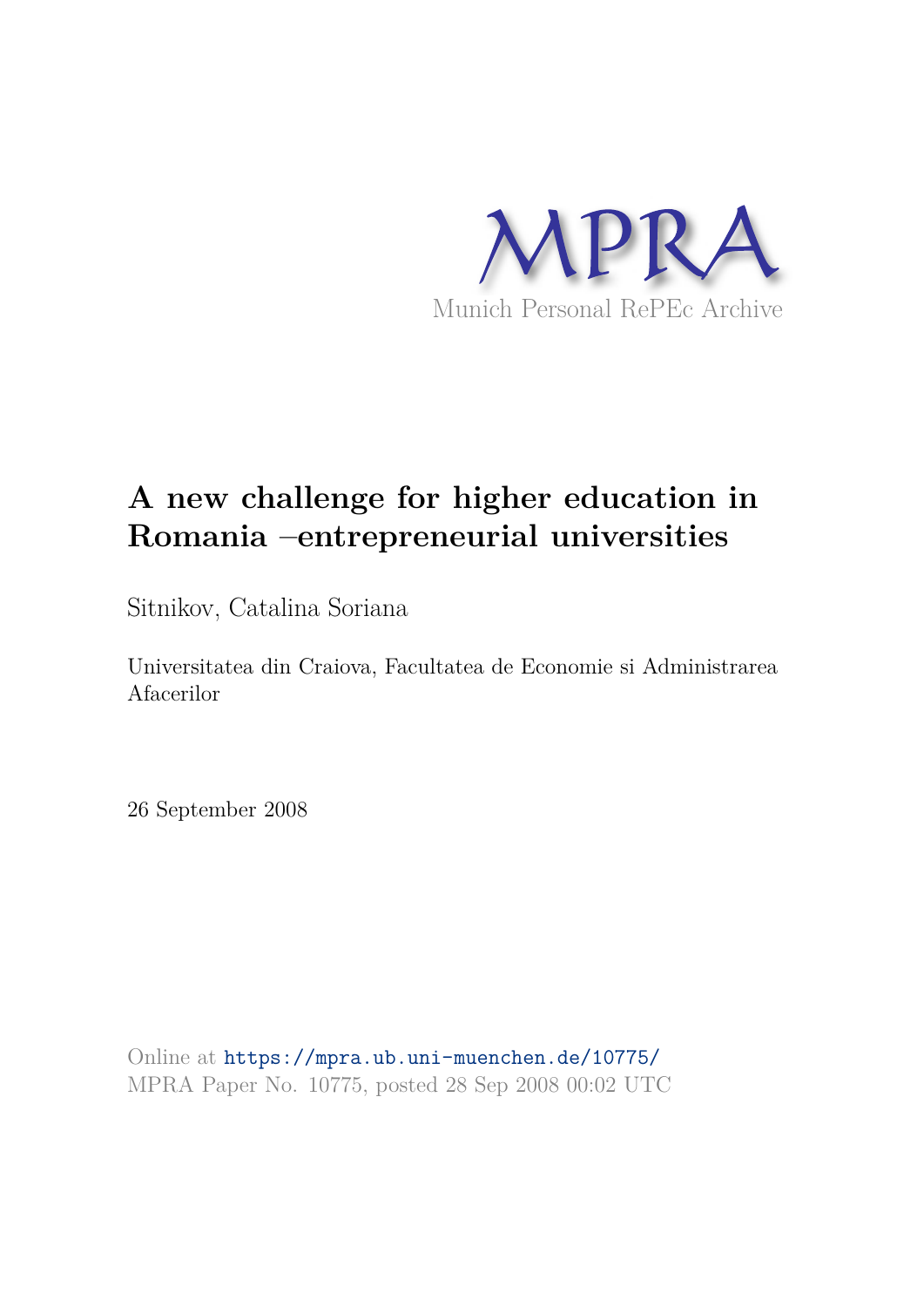MPRA

Munich Personal RePEc Archive

# A new challenge for higher education in Romania –entrepreneurial universities

Sitnikov, Catalina Soriana

Universitatea din Craiova, Facultatea de Economie si Administrarea Afacerilor

26 September 2008

Online at https://mpra.ub.uni-muenchen.de/10775/
MPRA Paper No. 10775, posted 28 Sep 2008 00:02 UTC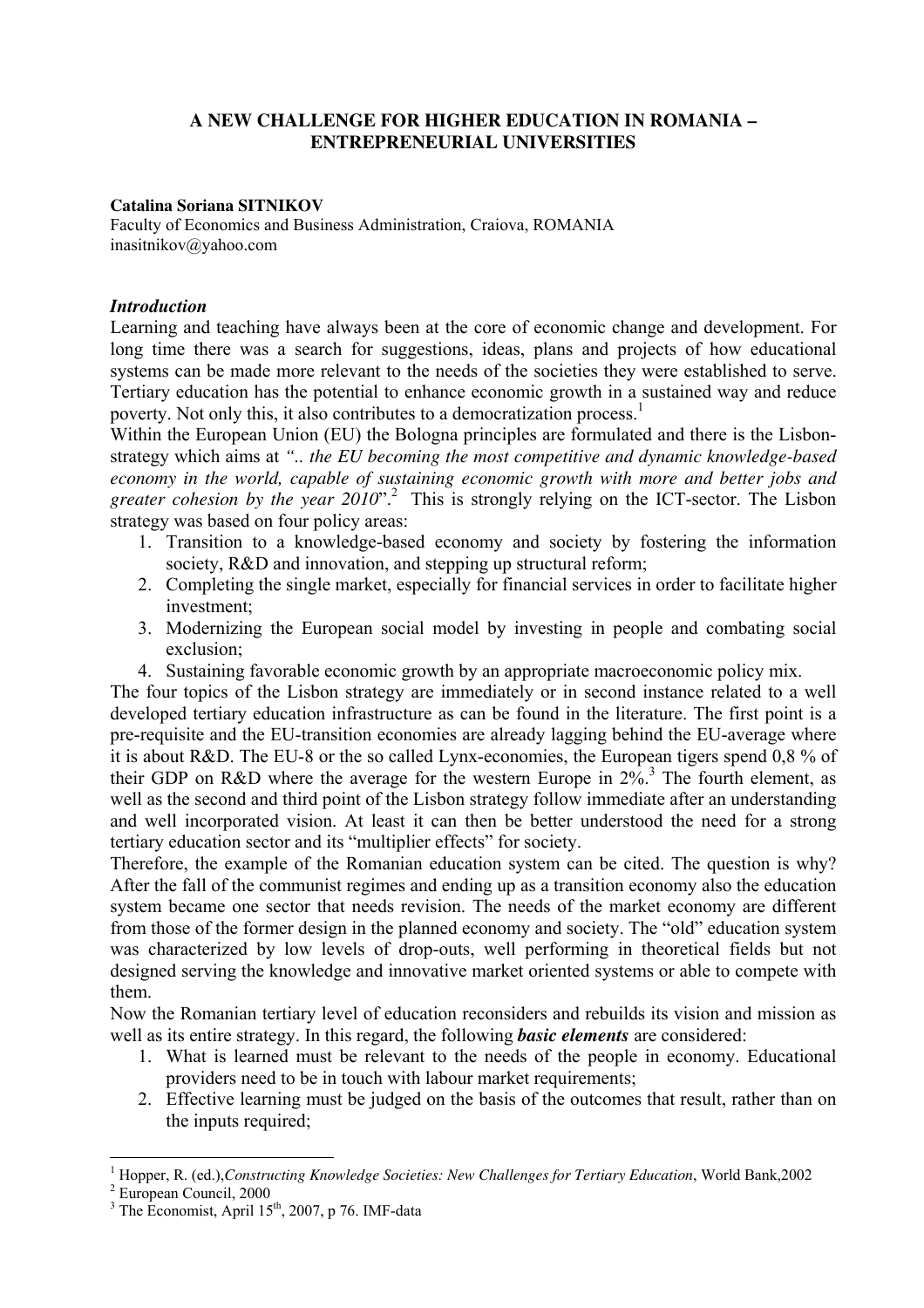**A NEW CHALLENGE FOR HIGHER EDUCATION IN ROMANIA – ENTREPRENEURIAL UNIVERSITIES**

**Catalina Soriana SITNIKOV**
Faculty of Economics and Business Administration, Craiova, ROMANIA
inasitnikov@yahoo.com

### *Introduction*

Learning and teaching have always been at the core of economic change and development. For long time there was a search for suggestions, ideas, plans and projects of how educational systems can be made more relevant to the needs of the societies they were established to serve. Tertiary education has the potential to enhance economic growth in a sustained way and reduce poverty. Not only this, it also contributes to a democratization process.[1]

Within the European Union (EU) the Bologna principles are formulated and there is the Lisbon-strategy which aims at *".. the EU becoming the most competitive and dynamic knowledge-based economy in the world, capable of sustaining economic growth with more and better jobs and greater cohesion by the year 2010*".[2] This is strongly relying on the ICT-sector. The Lisbon strategy was based on four policy areas:

1. Transition to a knowledge-based economy and society by fostering the information society, R&D and innovation, and stepping up structural reform;
2. Completing the single market, especially for financial services in order to facilitate higher investment;
3. Modernizing the European social model by investing in people and combating social exclusion;
4. Sustaining favorable economic growth by an appropriate macroeconomic policy mix.

The four topics of the Lisbon strategy are immediately or in second instance related to a well developed tertiary education infrastructure as can be found in the literature. The first point is a pre-requisite and the EU-transition economies are already lagging behind the EU-average where it is about R&D. The EU-8 or the so called Lynx-economies, the European tigers spend 0,8 % of their GDP on R&D where the average for the western Europe in 2%.[3] The fourth element, as well as the second and third point of the Lisbon strategy follow immediate after an understanding and well incorporated vision. At least it can then be better understood the need for a strong tertiary education sector and its "multiplier effects" for society.

Therefore, the example of the Romanian education system can be cited. The question is why? After the fall of the communist regimes and ending up as a transition economy also the education system became one sector that needs revision. The needs of the market economy are different from those of the former design in the planned economy and society. The "old" education system was characterized by low levels of drop-outs, well performing in theoretical fields but not designed serving the knowledge and innovative market oriented systems or able to compete with them.

Now the Romanian tertiary level of education reconsiders and rebuilds its vision and mission as well as its entire strategy. In this regard, the following ***basic elements*** are considered:

1. What is learned must be relevant to the needs of the people in economy. Educational providers need to be in touch with labour market requirements;
2. Effective learning must be judged on the basis of the outcomes that result, rather than on the inputs required;

---

[1] Hopper, R. (ed.),*Constructing Knowledge Societies: New Challenges for Tertiary Education*, World Bank,2002
[2] European Council, 2000
[3] The Economist, April 15th, 2007, p 76. IMF-data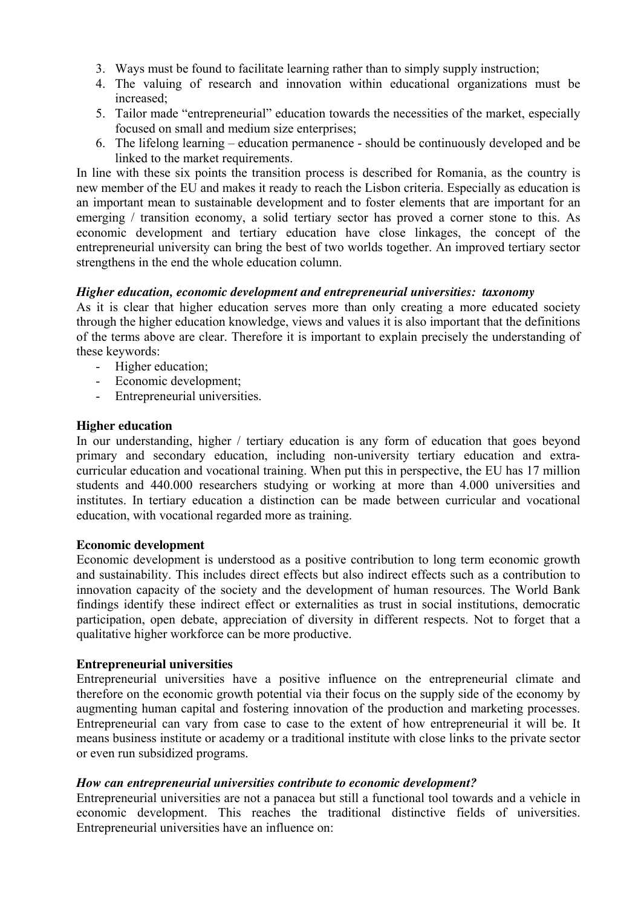3. Ways must be found to facilitate learning rather than to simply supply instruction;
4. The valuing of research and innovation within educational organizations must be increased;
5. Tailor made "entrepreneurial" education towards the necessities of the market, especially focused on small and medium size enterprises;
6. The lifelong learning – education permanence - should be continuously developed and be linked to the market requirements.

In line with these six points the transition process is described for Romania, as the country is new member of the EU and makes it ready to reach the Lisbon criteria. Especially as education is an important mean to sustainable development and to foster elements that are important for an emerging / transition economy, a solid tertiary sector has proved a corner stone to this. As economic development and tertiary education have close linkages, the concept of the entrepreneurial university can bring the best of two worlds together. An improved tertiary sector strengthens in the end the whole education column.

***Higher education, economic development and entrepreneurial universities: taxonomy***

As it is clear that higher education serves more than only creating a more educated society through the higher education knowledge, views and values it is also important that the definitions of the terms above are clear. Therefore it is important to explain precisely the understanding of these keywords:

- Higher education;
- Economic development;
- Entrepreneurial universities.

**Higher education**

In our understanding, higher / tertiary education is any form of education that goes beyond primary and secondary education, including non-university tertiary education and extra-curricular education and vocational training. When put this in perspective, the EU has 17 million students and 440.000 researchers studying or working at more than 4.000 universities and institutes. In tertiary education a distinction can be made between curricular and vocational education, with vocational regarded more as training.

**Economic development**

Economic development is understood as a positive contribution to long term economic growth and sustainability. This includes direct effects but also indirect effects such as a contribution to innovation capacity of the society and the development of human resources. The World Bank findings identify these indirect effect or externalities as trust in social institutions, democratic participation, open debate, appreciation of diversity in different respects. Not to forget that a qualitative higher workforce can be more productive.

**Entrepreneurial universities**

Entrepreneurial universities have a positive influence on the entrepreneurial climate and therefore on the economic growth potential via their focus on the supply side of the economy by augmenting human capital and fostering innovation of the production and marketing processes. Entrepreneurial can vary from case to case to the extent of how entrepreneurial it will be. It means business institute or academy or a traditional institute with close links to the private sector or even run subsidized programs.

***How can entrepreneurial universities contribute to economic development?***

Entrepreneurial universities are not a panacea but still a functional tool towards and a vehicle in economic development. This reaches the traditional distinctive fields of universities. Entrepreneurial universities have an influence on: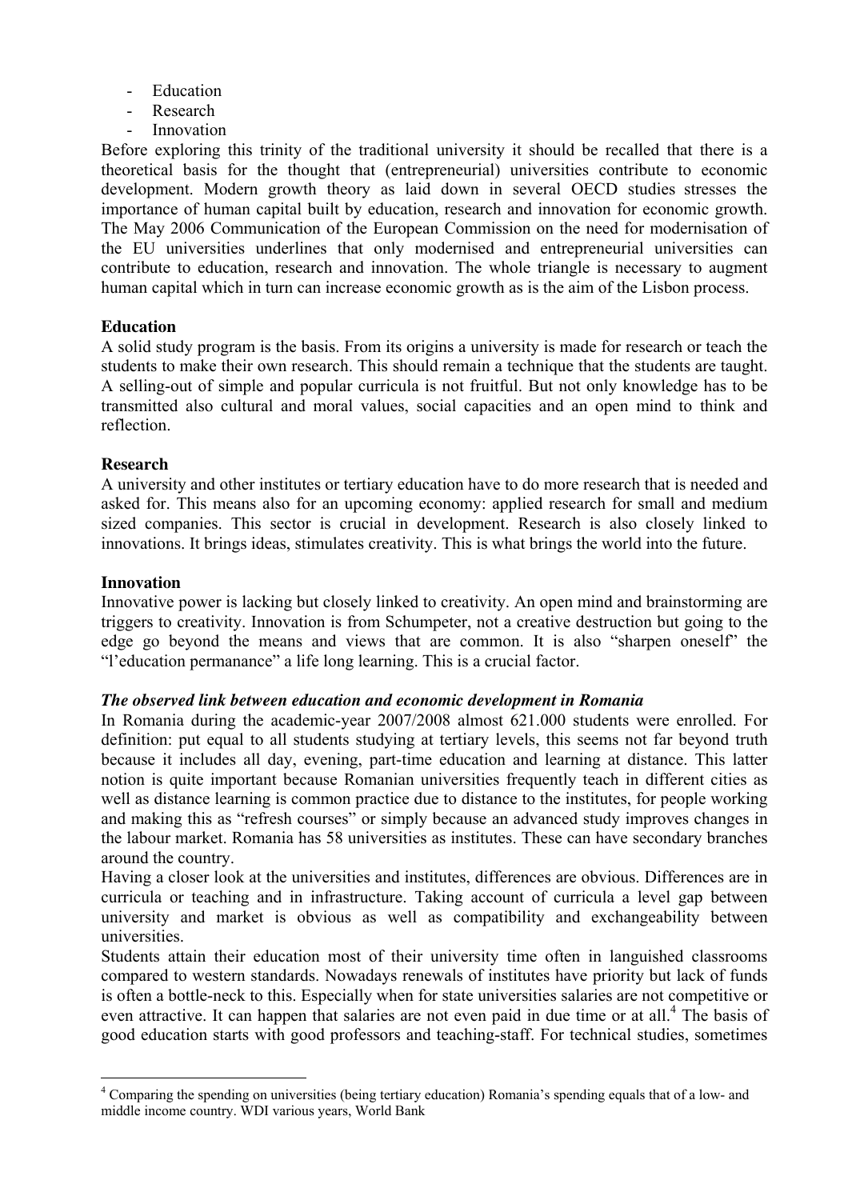- Education
- Research
- Innovation

Before exploring this trinity of the traditional university it should be recalled that there is a theoretical basis for the thought that (entrepreneurial) universities contribute to economic development. Modern growth theory as laid down in several OECD studies stresses the importance of human capital built by education, research and innovation for economic growth. The May 2006 Communication of the European Commission on the need for modernisation of the EU universities underlines that only modernised and entrepreneurial universities can contribute to education, research and innovation. The whole triangle is necessary to augment human capital which in turn can increase economic growth as is the aim of the Lisbon process.

**Education**

A solid study program is the basis. From its origins a university is made for research or teach the students to make their own research. This should remain a technique that the students are taught. A selling-out of simple and popular curricula is not fruitful. But not only knowledge has to be transmitted also cultural and moral values, social capacities and an open mind to think and reflection.

**Research**

A university and other institutes or tertiary education have to do more research that is needed and asked for. This means also for an upcoming economy: applied research for small and medium sized companies. This sector is crucial in development. Research is also closely linked to innovations. It brings ideas, stimulates creativity. This is what brings the world into the future.

**Innovation**

Innovative power is lacking but closely linked to creativity. An open mind and brainstorming are triggers to creativity. Innovation is from Schumpeter, not a creative destruction but going to the edge go beyond the means and views that are common. It is also "sharpen oneself" the "l'education permanance" a life long learning. This is a crucial factor.

***The observed link between education and economic development in Romania***

In Romania during the academic-year 2007/2008 almost 621.000 students were enrolled. For definition: put equal to all students studying at tertiary levels, this seems not far beyond truth because it includes all day, evening, part-time education and learning at distance. This latter notion is quite important because Romanian universities frequently teach in different cities as well as distance learning is common practice due to distance to the institutes, for people working and making this as "refresh courses" or simply because an advanced study improves changes in the labour market. Romania has 58 universities as institutes. These can have secondary branches around the country.

Having a closer look at the universities and institutes, differences are obvious. Differences are in curricula or teaching and in infrastructure. Taking account of curricula a level gap between university and market is obvious as well as compatibility and exchangeability between universities.

Students attain their education most of their university time often in languished classrooms compared to western standards. Nowadays renewals of institutes have priority but lack of funds is often a bottle-neck to this. Especially when for state universities salaries are not competitive or even attractive. It can happen that salaries are not even paid in due time or at all.[4] The basis of good education starts with good professors and teaching-staff. For technical studies, sometimes

[4] Comparing the spending on universities (being tertiary education) Romania's spending equals that of a low- and middle income country. WDI various years, World Bank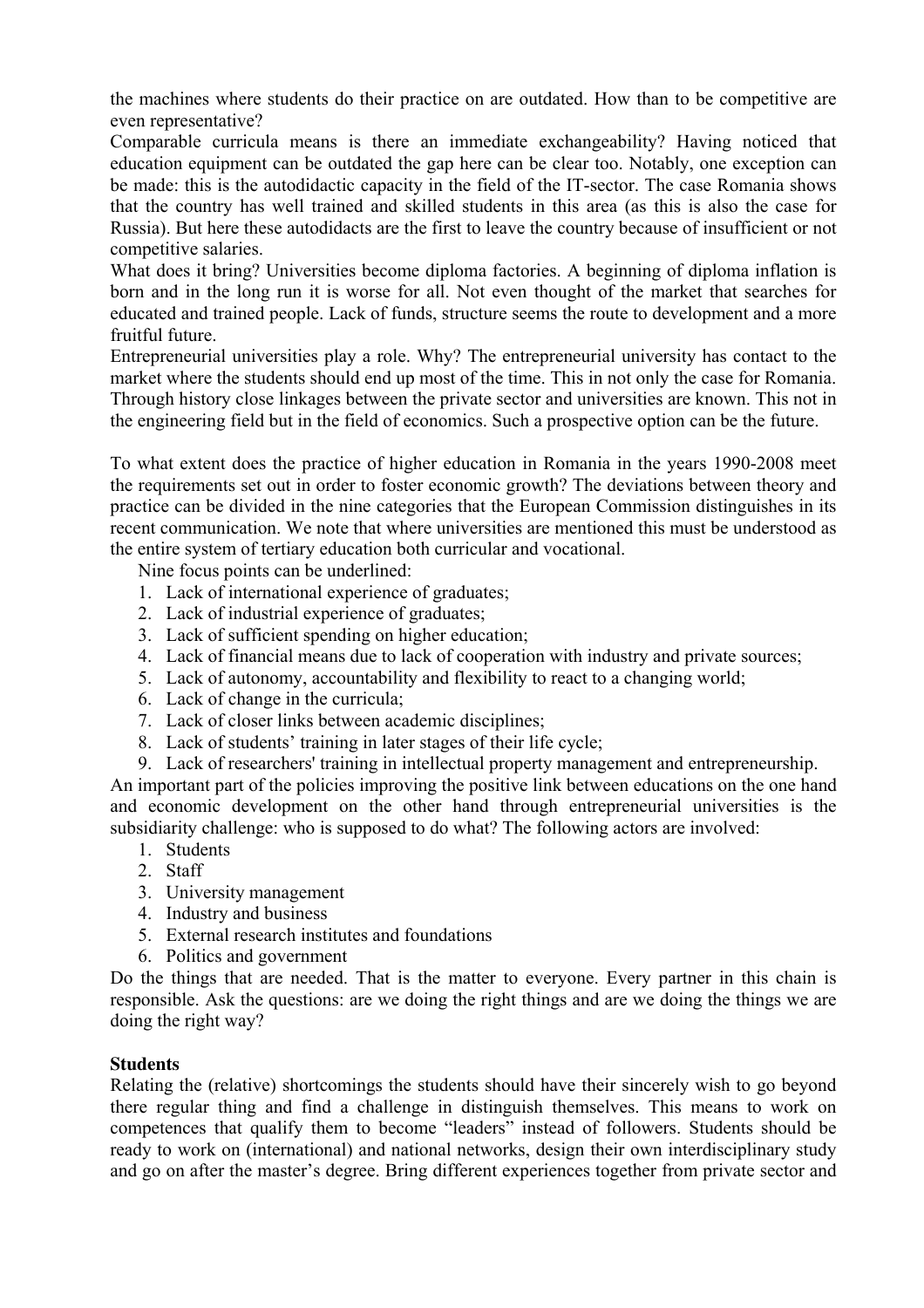the machines where students do their practice on are outdated. How than to be competitive are even representative?
Comparable curricula means is there an immediate exchangeability? Having noticed that education equipment can be outdated the gap here can be clear too. Notably, one exception can be made: this is the autodidactic capacity in the field of the IT-sector. The case Romania shows that the country has well trained and skilled students in this area (as this is also the case for Russia). But here these autodidacts are the first to leave the country because of insufficient or not competitive salaries.
What does it bring? Universities become diploma factories. A beginning of diploma inflation is born and in the long run it is worse for all. Not even thought of the market that searches for educated and trained people. Lack of funds, structure seems the route to development and a more fruitful future.
Entrepreneurial universities play a role. Why? The entrepreneurial university has contact to the market where the students should end up most of the time. This in not only the case for Romania. Through history close linkages between the private sector and universities are known. This not in the engineering field but in the field of economics. Such a prospective option can be the future.

To what extent does the practice of higher education in Romania in the years 1990-2008 meet the requirements set out in order to foster economic growth? The deviations between theory and practice can be divided in the nine categories that the European Commission distinguishes in its recent communication. We note that where universities are mentioned this must be understood as the entire system of tertiary education both curricular and vocational.

Nine focus points can be underlined:

1. Lack of international experience of graduates;
2. Lack of industrial experience of graduates;
3. Lack of sufficient spending on higher education;
4. Lack of financial means due to lack of cooperation with industry and private sources;
5. Lack of autonomy, accountability and flexibility to react to a changing world;
6. Lack of change in the curricula;
7. Lack of closer links between academic disciplines;
8. Lack of students' training in later stages of their life cycle;
9. Lack of researchers' training in intellectual property management and entrepreneurship.

An important part of the policies improving the positive link between educations on the one hand and economic development on the other hand through entrepreneurial universities is the subsidiarity challenge: who is supposed to do what? The following actors are involved:

1. Students
2. Staff
3. University management
4. Industry and business
5. External research institutes and foundations
6. Politics and government

Do the things that are needed. That is the matter to everyone. Every partner in this chain is responsible. Ask the questions: are we doing the right things and are we doing the things we are doing the right way?

**Students**

Relating the (relative) shortcomings the students should have their sincerely wish to go beyond there regular thing and find a challenge in distinguish themselves. This means to work on competences that qualify them to become "leaders" instead of followers. Students should be ready to work on (international) and national networks, design their own interdisciplinary study and go on after the master's degree. Bring different experiences together from private sector and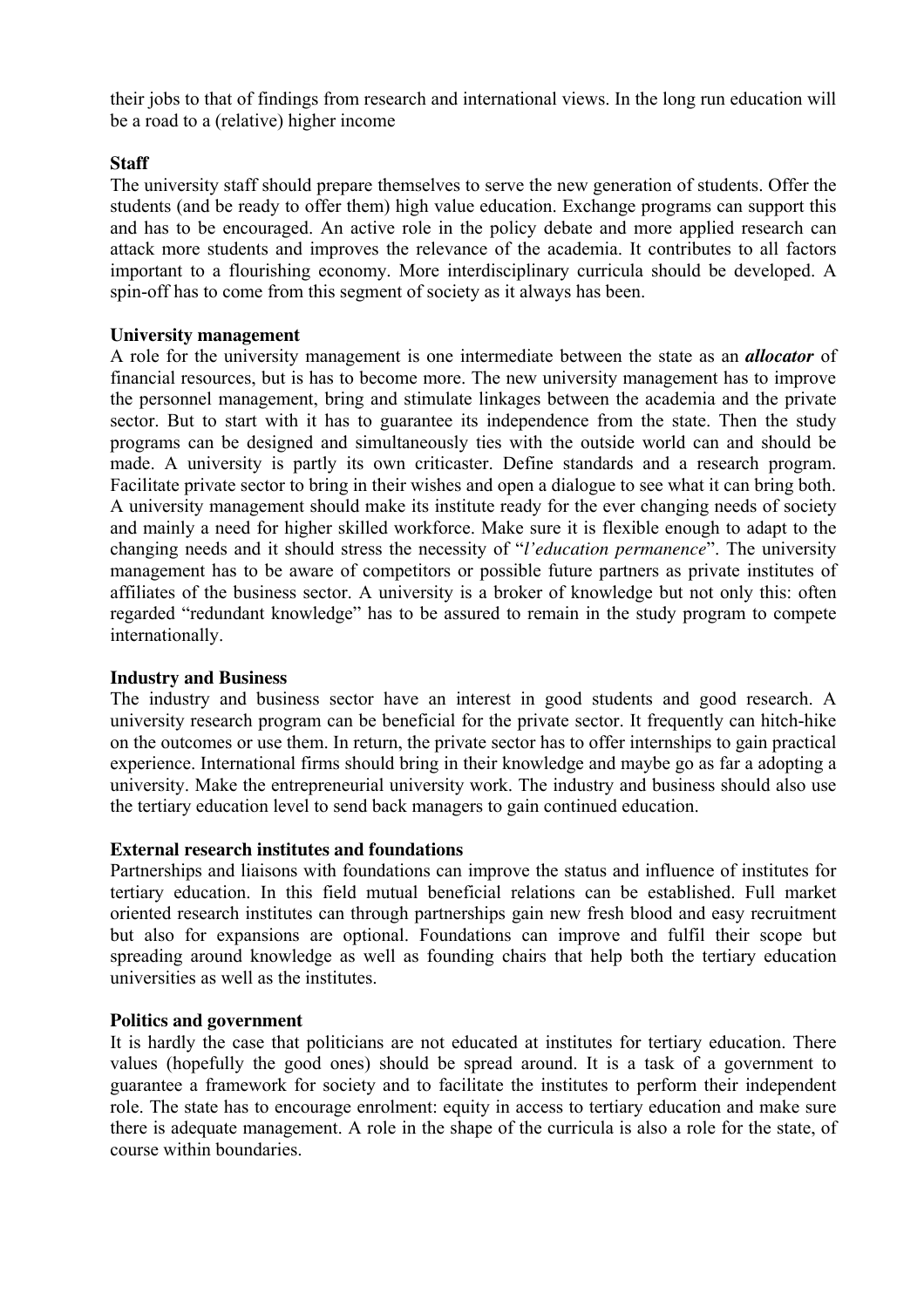their jobs to that of findings from research and international views. In the long run education will be a road to a (relative) higher income

**Staff**

The university staff should prepare themselves to serve the new generation of students. Offer the students (and be ready to offer them) high value education. Exchange programs can support this and has to be encouraged. An active role in the policy debate and more applied research can attack more students and improves the relevance of the academia. It contributes to all factors important to a flourishing economy. More interdisciplinary curricula should be developed. A spin-off has to come from this segment of society as it always has been.

**University management**

A role for the university management is one intermediate between the state as an ***allocator*** of financial resources, but is has to become more. The new university management has to improve the personnel management, bring and stimulate linkages between the academia and the private sector. But to start with it has to guarantee its independence from the state. Then the study programs can be designed and simultaneously ties with the outside world can and should be made. A university is partly its own criticaster. Define standards and a research program. Facilitate private sector to bring in their wishes and open a dialogue to see what it can bring both. A university management should make its institute ready for the ever changing needs of society and mainly a need for higher skilled workforce. Make sure it is flexible enough to adapt to the changing needs and it should stress the necessity of "*l'education permanence*". The university management has to be aware of competitors or possible future partners as private institutes of affiliates of the business sector. A university is a broker of knowledge but not only this: often regarded "redundant knowledge" has to be assured to remain in the study program to compete internationally.

**Industry and Business**

The industry and business sector have an interest in good students and good research. A university research program can be beneficial for the private sector. It frequently can hitch-hike on the outcomes or use them. In return, the private sector has to offer internships to gain practical experience. International firms should bring in their knowledge and maybe go as far a adopting a university. Make the entrepreneurial university work. The industry and business should also use the tertiary education level to send back managers to gain continued education.

**External research institutes and foundations**

Partnerships and liaisons with foundations can improve the status and influence of institutes for tertiary education. In this field mutual beneficial relations can be established. Full market oriented research institutes can through partnerships gain new fresh blood and easy recruitment but also for expansions are optional. Foundations can improve and fulfil their scope but spreading around knowledge as well as founding chairs that help both the tertiary education universities as well as the institutes.

**Politics and government**

It is hardly the case that politicians are not educated at institutes for tertiary education. There values (hopefully the good ones) should be spread around. It is a task of a government to guarantee a framework for society and to facilitate the institutes to perform their independent role. The state has to encourage enrolment: equity in access to tertiary education and make sure there is adequate management. A role in the shape of the curricula is also a role for the state, of course within boundaries.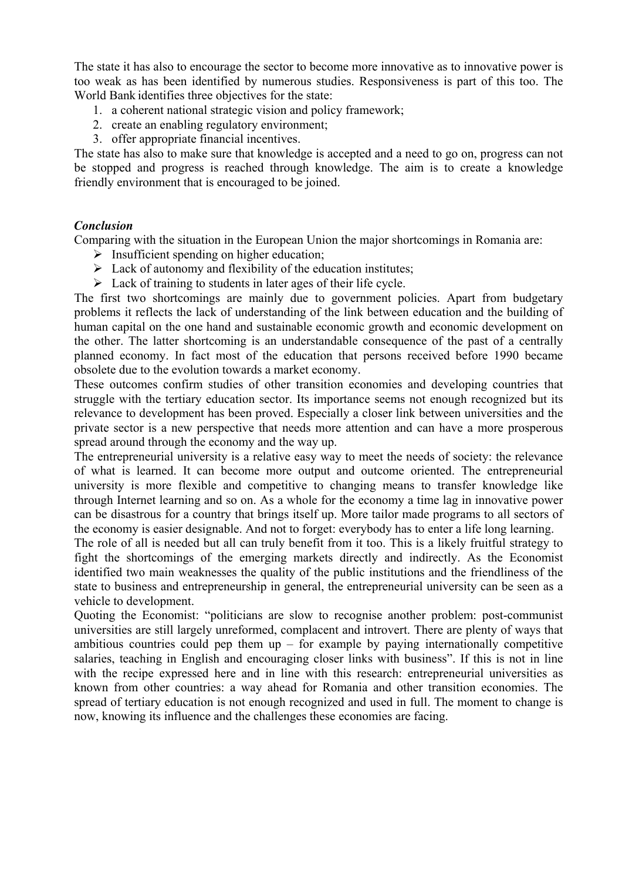The state it has also to encourage the sector to become more innovative as to innovative power is too weak as has been identified by numerous studies. Responsiveness is part of this too. The World Bank identifies three objectives for the state:

1. a coherent national strategic vision and policy framework;
2. create an enabling regulatory environment;
3. offer appropriate financial incentives.

The state has also to make sure that knowledge is accepted and a need to go on, progress can not be stopped and progress is reached through knowledge. The aim is to create a knowledge friendly environment that is encouraged to be joined.

***Conclusion***

Comparing with the situation in the European Union the major shortcomings in Romania are:

- Insufficient spending on higher education;
- Lack of autonomy and flexibility of the education institutes;
- Lack of training to students in later ages of their life cycle.

The first two shortcomings are mainly due to government policies. Apart from budgetary problems it reflects the lack of understanding of the link between education and the building of human capital on the one hand and sustainable economic growth and economic development on the other. The latter shortcoming is an understandable consequence of the past of a centrally planned economy. In fact most of the education that persons received before 1990 became obsolete due to the evolution towards a market economy.

These outcomes confirm studies of other transition economies and developing countries that struggle with the tertiary education sector. Its importance seems not enough recognized but its relevance to development has been proved. Especially a closer link between universities and the private sector is a new perspective that needs more attention and can have a more prosperous spread around through the economy and the way up.

The entrepreneurial university is a relative easy way to meet the needs of society: the relevance of what is learned. It can become more output and outcome oriented. The entrepreneurial university is more flexible and competitive to changing means to transfer knowledge like through Internet learning and so on. As a whole for the economy a time lag in innovative power can be disastrous for a country that brings itself up. More tailor made programs to all sectors of the economy is easier designable. And not to forget: everybody has to enter a life long learning.

The role of all is needed but all can truly benefit from it too. This is a likely fruitful strategy to fight the shortcomings of the emerging markets directly and indirectly. As the Economist identified two main weaknesses the quality of the public institutions and the friendliness of the state to business and entrepreneurship in general, the entrepreneurial university can be seen as a vehicle to development.

Quoting the Economist: "politicians are slow to recognise another problem: post-communist universities are still largely unreformed, complacent and introvert. There are plenty of ways that ambitious countries could pep them up – for example by paying internationally competitive salaries, teaching in English and encouraging closer links with business". If this is not in line with the recipe expressed here and in line with this research: entrepreneurial universities as known from other countries: a way ahead for Romania and other transition economies. The spread of tertiary education is not enough recognized and used in full. The moment to change is now, knowing its influence and the challenges these economies are facing.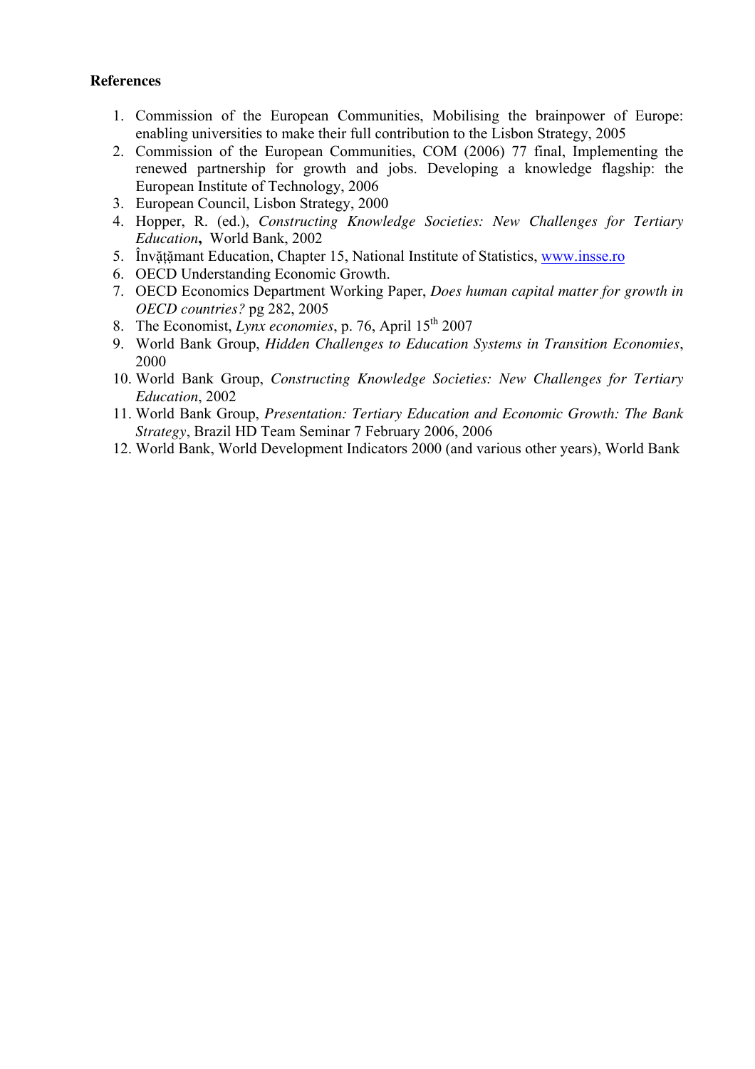**References**

1. Commission of the European Communities, Mobilising the brainpower of Europe: enabling universities to make their full contribution to the Lisbon Strategy, 2005
2. Commission of the European Communities, COM (2006) 77 final, Implementing the renewed partnership for growth and jobs. Developing a knowledge flagship: the European Institute of Technology, 2006
3. European Council, Lisbon Strategy, 2000
4. Hopper, R. (ed.), *Constructing Knowledge Societies: New Challenges for Tertiary Education*, World Bank, 2002
5. Învăţămant Education, Chapter 15, National Institute of Statistics, www.insse.ro
6. OECD Understanding Economic Growth.
7. OECD Economics Department Working Paper, *Does human capital matter for growth in OECD countries?* pg 282, 2005
8. The Economist, *Lynx economies*, p. 76, April 15th 2007
9. World Bank Group, *Hidden Challenges to Education Systems in Transition Economies*, 2000
10. World Bank Group, *Constructing Knowledge Societies: New Challenges for Tertiary Education*, 2002
11. World Bank Group, *Presentation: Tertiary Education and Economic Growth: The Bank Strategy*, Brazil HD Team Seminar 7 February 2006, 2006
12. World Bank, World Development Indicators 2000 (and various other years), World Bank